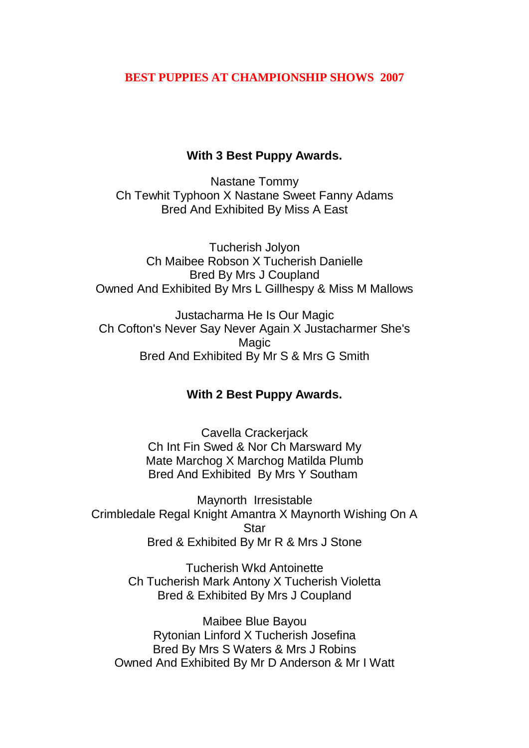# BEST PUPPIES AT CHAMPIONSHIP SHOWS 2007

## With 3 Best Puppy Awards.

Nastane Tommy
Ch Tewhit Typhoon X Nastane Sweet Fanny Adams
Bred And Exhibited By Miss A East

Tucherish Jolyon
Ch Maibee Robson X Tucherish Danielle
Bred By Mrs J Coupland
Owned And Exhibited By Mrs L Gillhespy & Miss M Mallows

Justacharma He Is Our Magic
Ch Cofton's Never Say Never Again X Justacharmer She's Magic
Bred And Exhibited By Mr S & Mrs G Smith

## With 2 Best Puppy Awards.

Cavella Crackerjack
Ch Int Fin Swed & Nor Ch Marsward My Mate Marchog X Marchog Matilda Plumb
Bred And Exhibited By Mrs Y Southam

Maynorth Irresistable
Crimbledale Regal Knight Amantra X Maynorth Wishing On A Star
Bred & Exhibited By Mr R & Mrs J Stone

Tucherish Wkd Antoinette
Ch Tucherish Mark Antony X Tucherish Violetta
Bred & Exhibited By Mrs J Coupland

Maibee Blue Bayou
Rytonian Linford X Tucherish Josefina
Bred By Mrs S Waters & Mrs J Robins
Owned And Exhibited By Mr D Anderson & Mr I Watt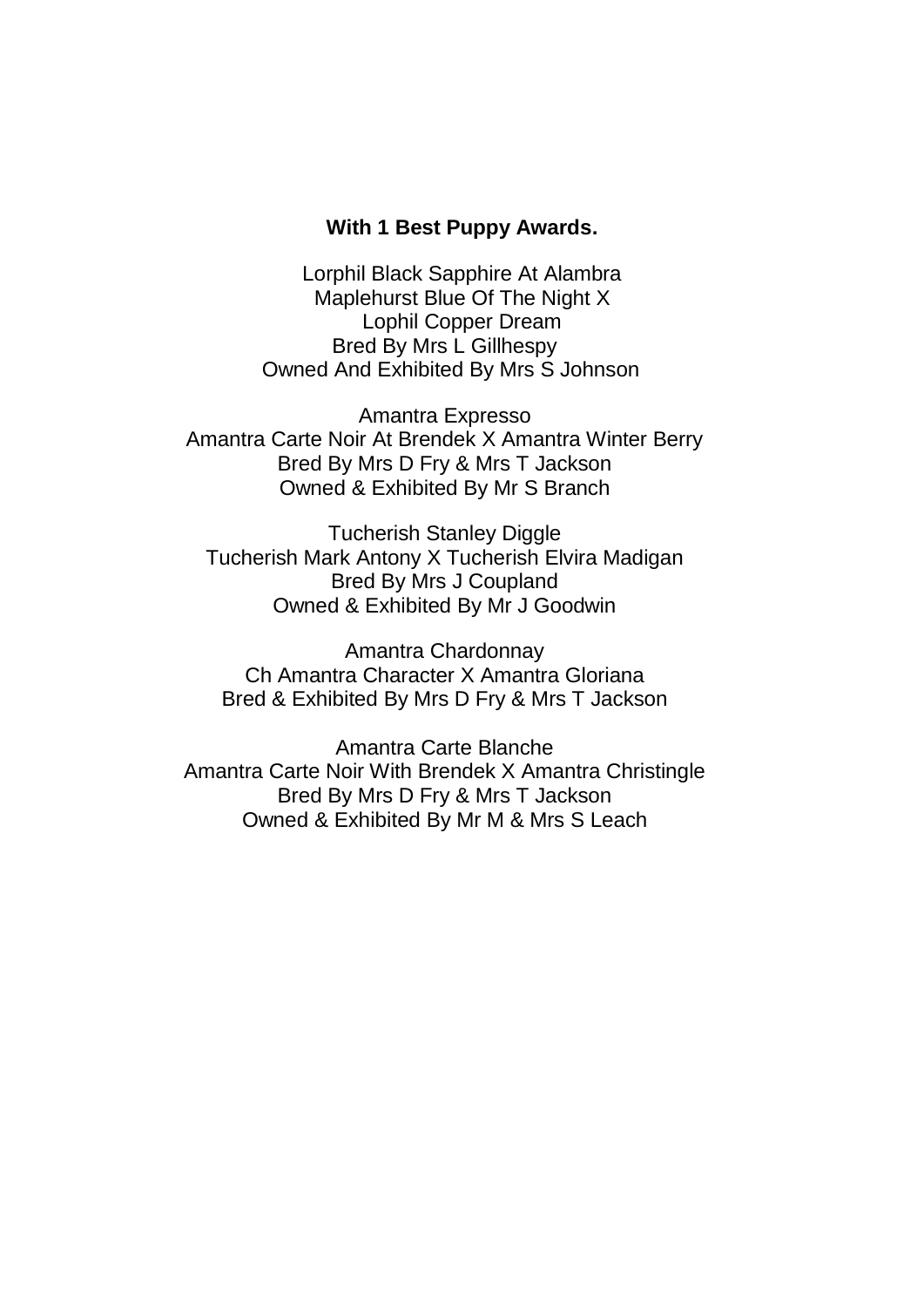**With 1 Best Puppy Awards.**

Lorphil Black Sapphire At Alambra
Maplehurst Blue Of The Night X
Lophil Copper Dream
Bred By Mrs L Gillhespy
Owned And Exhibited By Mrs S Johnson

Amantra Expresso
Amantra Carte Noir At Brendek X Amantra Winter Berry
Bred By Mrs D Fry & Mrs T Jackson
Owned & Exhibited By Mr S Branch

Tucherish Stanley Diggle
Tucherish Mark Antony X Tucherish Elvira Madigan
Bred By Mrs J Coupland
Owned & Exhibited By Mr J Goodwin

Amantra Chardonnay
Ch Amantra Character X Amantra Gloriana
Bred & Exhibited By Mrs D Fry & Mrs T Jackson

Amantra Carte Blanche
Amantra Carte Noir With Brendek X Amantra Christingle
Bred By Mrs D Fry & Mrs T Jackson
Owned & Exhibited By Mr M & Mrs S Leach